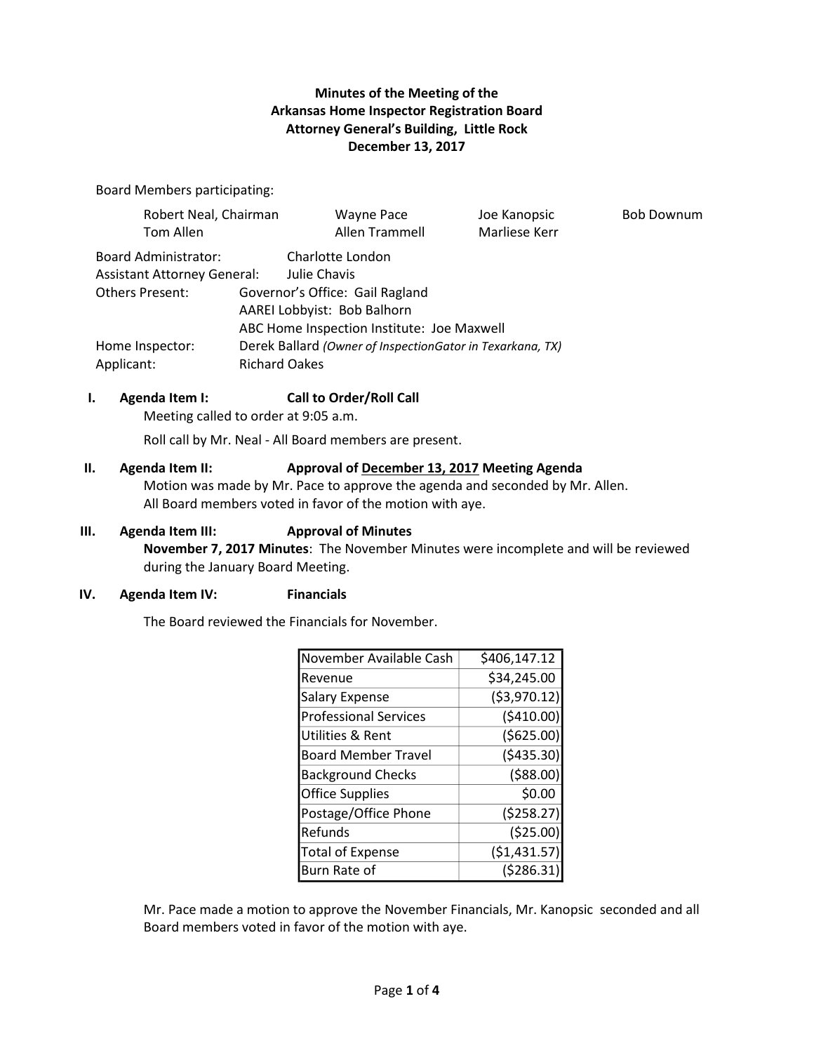# Minutes of the Meeting of the
# Arkansas Home Inspector Registration Board
## Attorney General's Building, Little Rock
## December 13, 2017

Board Members participating:

| | | | |
|---|---|---|---|
| Robert Neal, Chairman | Wayne Pace | Joe Kanopsic | Bob Downum |
| Tom Allen | Allen Trammell | Marliese Kerr | |

Board Administrator: Charlotte London
Assistant Attorney General: Julie Chavis
Others Present: Governor's Office: Gail Ragland
AAREI Lobbyist: Bob Balhorn
ABC Home Inspection Institute: Joe Maxwell
Home Inspector: Derek Ballard *(Owner of InspectionGator in Texarkana, TX)*
Applicant: Richard Oakes

**I. Agenda Item I: Call to Order/Roll Call**

Meeting called to order at 9:05 a.m.

Roll call by Mr. Neal - All Board members are present.

**II. Agenda Item II: Approval of <u>December 13, 2017</u> Meeting Agenda**

Motion was made by Mr. Pace to approve the agenda and seconded by Mr. Allen. All Board members voted in favor of the motion with aye.

**III. Agenda Item III: Approval of Minutes**

**November 7, 2017 Minutes**: The November Minutes were incomplete and will be reviewed during the January Board Meeting.

**IV. Agenda Item IV: Financials**

The Board reviewed the Financials for November.

| | |
|---|---|
| November Available Cash | $406,147.12 |
| Revenue | $34,245.00 |
| Salary Expense | ($3,970.12) |
| Professional Services | ($410.00) |
| Utilities & Rent | ($625.00) |
| Board Member Travel | ($435.30) |
| Background Checks | ($88.00) |
| Office Supplies | $0.00 |
| Postage/Office Phone | ($258.27) |
| Refunds | ($25.00) |
| Total of Expense | ($1,431.57) |
| Burn Rate of | ($286.31) |

Mr. Pace made a motion to approve the November Financials, Mr. Kanopsic seconded and all Board members voted in favor of the motion with aye.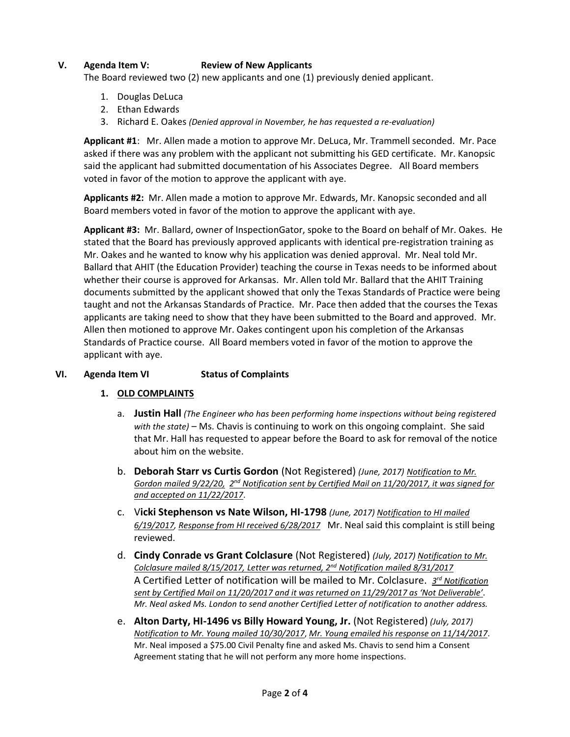## V. Agenda Item V: Review of New Applicants

The Board reviewed two (2) new applicants and one (1) previously denied applicant.

1. Douglas DeLuca
2. Ethan Edwards
3. Richard E. Oakes *(Denied approval in November, he has requested a re-evaluation)*

**Applicant #1**: Mr. Allen made a motion to approve Mr. DeLuca, Mr. Trammell seconded. Mr. Pace asked if there was any problem with the applicant not submitting his GED certificate. Mr. Kanopsic said the applicant had submitted documentation of his Associates Degree. All Board members voted in favor of the motion to approve the applicant with aye.

**Applicants #2:** Mr. Allen made a motion to approve Mr. Edwards, Mr. Kanopsic seconded and all Board members voted in favor of the motion to approve the applicant with aye.

**Applicant #3:** Mr. Ballard, owner of InspectionGator, spoke to the Board on behalf of Mr. Oakes. He stated that the Board has previously approved applicants with identical pre-registration training as Mr. Oakes and he wanted to know why his application was denied approval. Mr. Neal told Mr. Ballard that AHIT (the Education Provider) teaching the course in Texas needs to be informed about whether their course is approved for Arkansas. Mr. Allen told Mr. Ballard that the AHIT Training documents submitted by the applicant showed that only the Texas Standards of Practice were being taught and not the Arkansas Standards of Practice. Mr. Pace then added that the courses the Texas applicants are taking need to show that they have been submitted to the Board and approved. Mr. Allen then motioned to approve Mr. Oakes contingent upon his completion of the Arkansas Standards of Practice course. All Board members voted in favor of the motion to approve the applicant with aye.

## VI. Agenda Item VI Status of Complaints

### 1. OLD COMPLAINTS

a. **Justin Hall** *(The Engineer who has been performing home inspections without being registered with the state)* – Ms. Chavis is continuing to work on this ongoing complaint. She said that Mr. Hall has requested to appear before the Board to ask for removal of the notice about him on the website.

b. **Deborah Starr vs Curtis Gordon** (Not Registered) *(June, 2017) Notification to Mr. Gordon mailed 9/22/20, 2nd Notification sent by Certified Mail on 11/20/2017, it was signed for and accepted on 11/22/2017*.

c. V**icki Stephenson vs Nate Wilson, HI-1798** *(June, 2017) Notification to HI mailed 6/19/2017, Response from HI received 6/28/2017* Mr. Neal said this complaint is still being reviewed.

d. **Cindy Conrade vs Grant Colclasure** (Not Registered) *(July, 2017) Notification to Mr. Colclasure mailed 8/15/2017, Letter was returned, 2nd Notification mailed 8/31/2017* A Certified Letter of notification will be mailed to Mr. Colclasure. *3rd Notification sent by Certified Mail on 11/20/2017 and it was returned on 11/29/2017 as 'Not Deliverable'. Mr. Neal asked Ms. London to send another Certified Letter of notification to another address.*

e. **Alton Darty, HI-1496 vs Billy Howard Young, Jr.** (Not Registered) *(July, 2017) Notification to Mr. Young mailed 10/30/2017, Mr. Young emailed his response on 11/14/2017*. Mr. Neal imposed a $75.00 Civil Penalty fine and asked Ms. Chavis to send him a Consent Agreement stating that he will not perform any more home inspections.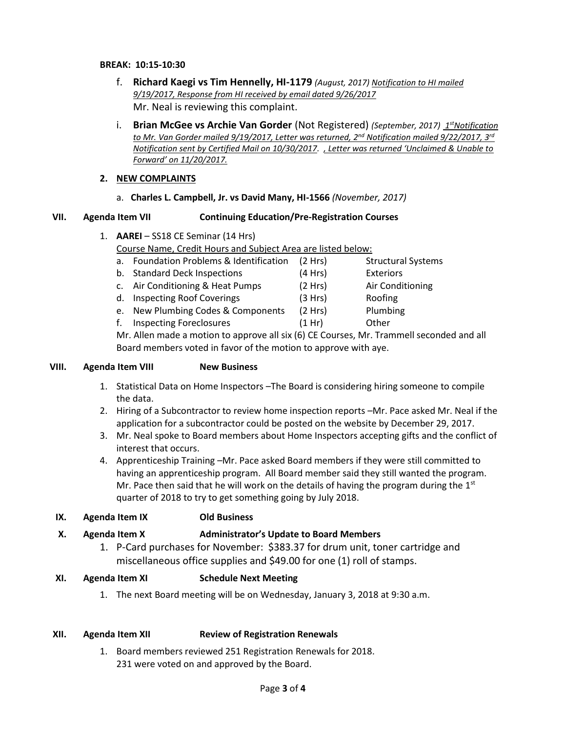**BREAK: 10:15-10:30**

f. **Richard Kaegi vs Tim Hennelly, HI-1179** *(August, 2017) Notification to HI mailed 9/19/2017, Response from HI received by email dated 9/26/2017*
Mr. Neal is reviewing this complaint.

i. **Brian McGee vs Archie Van Gorder** (Not Registered) *(September, 2017) 1st Notification to Mr. Van Gorder mailed 9/19/2017, Letter was returned, 2nd Notification mailed 9/22/2017, 3rd Notification sent by Certified Mail on 10/30/2017. , Letter was returned 'Unclaimed & Unable to Forward' on 11/20/2017.*

**2. NEW COMPLAINTS**

a. **Charles L. Campbell, Jr. vs David Many, HI-1566** *(November, 2017)*

**VII. Agenda Item VII Continuing Education/Pre-Registration Courses**

1. **AAREI** – SS18 CE Seminar (14 Hrs)

Course Name, Credit Hours and Subject Area are listed below:

| | Course Name | Credit Hours | Subject Area |
|---|---|---|---|
| a. | Foundation Problems & Identification | (2 Hrs) | Structural Systems |
| b. | Standard Deck Inspections | (4 Hrs) | Exteriors |
| c. | Air Conditioning & Heat Pumps | (2 Hrs) | Air Conditioning |
| d. | Inspecting Roof Coverings | (3 Hrs) | Roofing |
| e. | New Plumbing Codes & Components | (2 Hrs) | Plumbing |
| f. | Inspecting Foreclosures | (1 Hr) | Other |

Mr. Allen made a motion to approve all six (6) CE Courses, Mr. Trammell seconded and all Board members voted in favor of the motion to approve with aye.

**VIII. Agenda Item VIII New Business**

1. Statistical Data on Home Inspectors –The Board is considering hiring someone to compile the data.
2. Hiring of a Subcontractor to review home inspection reports –Mr. Pace asked Mr. Neal if the application for a subcontractor could be posted on the website by December 29, 2017.
3. Mr. Neal spoke to Board members about Home Inspectors accepting gifts and the conflict of interest that occurs.
4. Apprenticeship Training –Mr. Pace asked Board members if they were still committed to having an apprenticeship program. All Board member said they still wanted the program. Mr. Pace then said that he will work on the details of having the program during the 1st quarter of 2018 to try to get something going by July 2018.

**IX. Agenda Item IX Old Business**

**X. Agenda Item X Administrator's Update to Board Members**

1. P-Card purchases for November: $383.37 for drum unit, toner cartridge and miscellaneous office supplies and $49.00 for one (1) roll of stamps.

**XI. Agenda Item XI Schedule Next Meeting**

1. The next Board meeting will be on Wednesday, January 3, 2018 at 9:30 a.m.

**XII. Agenda Item XII Review of Registration Renewals**

1. Board members reviewed 251 Registration Renewals for 2018.
231 were voted on and approved by the Board.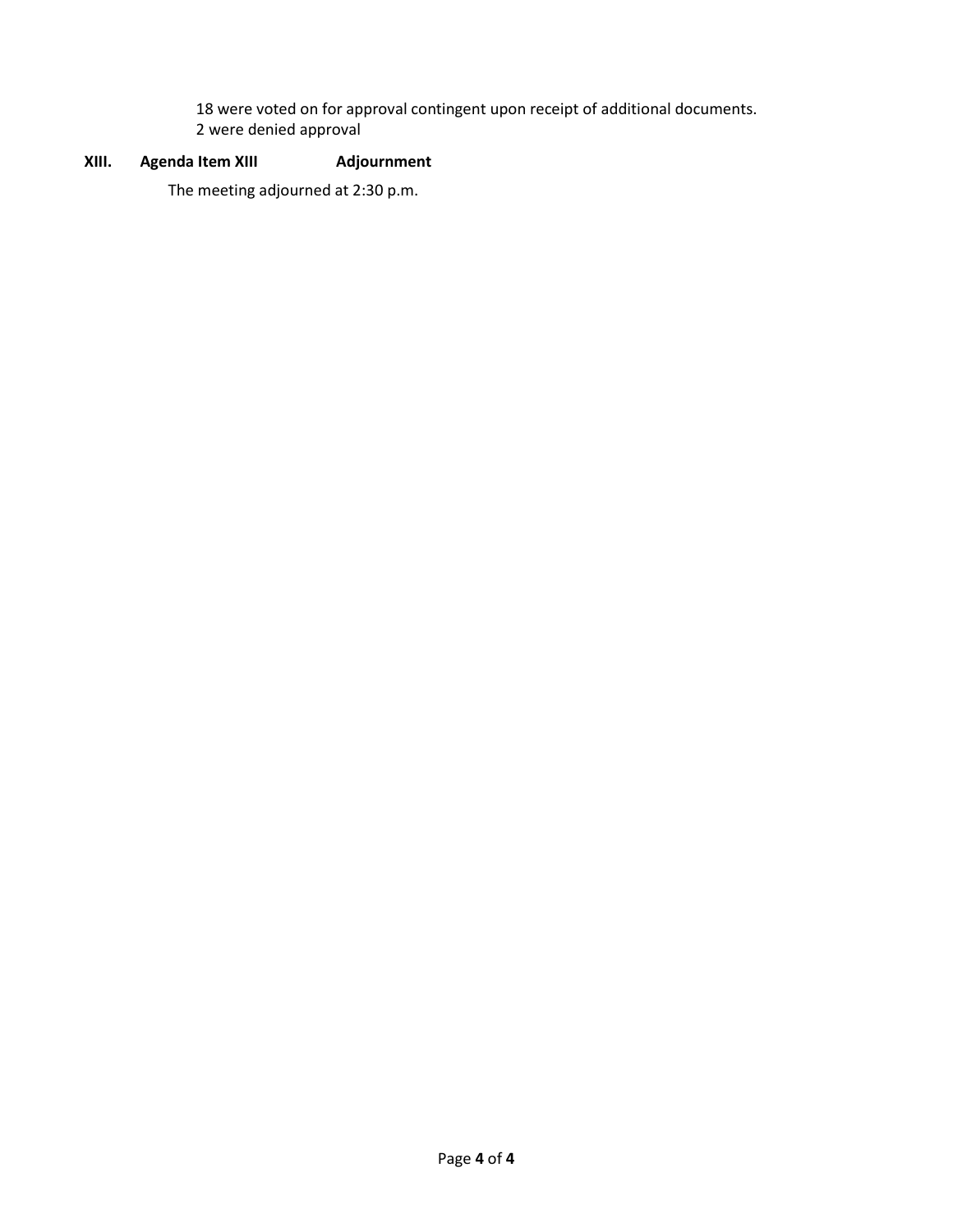18 were voted on for approval contingent upon receipt of additional documents.
2 were denied approval

**XIII. Agenda Item XIII Adjournment**

The meeting adjourned at 2:30 p.m.